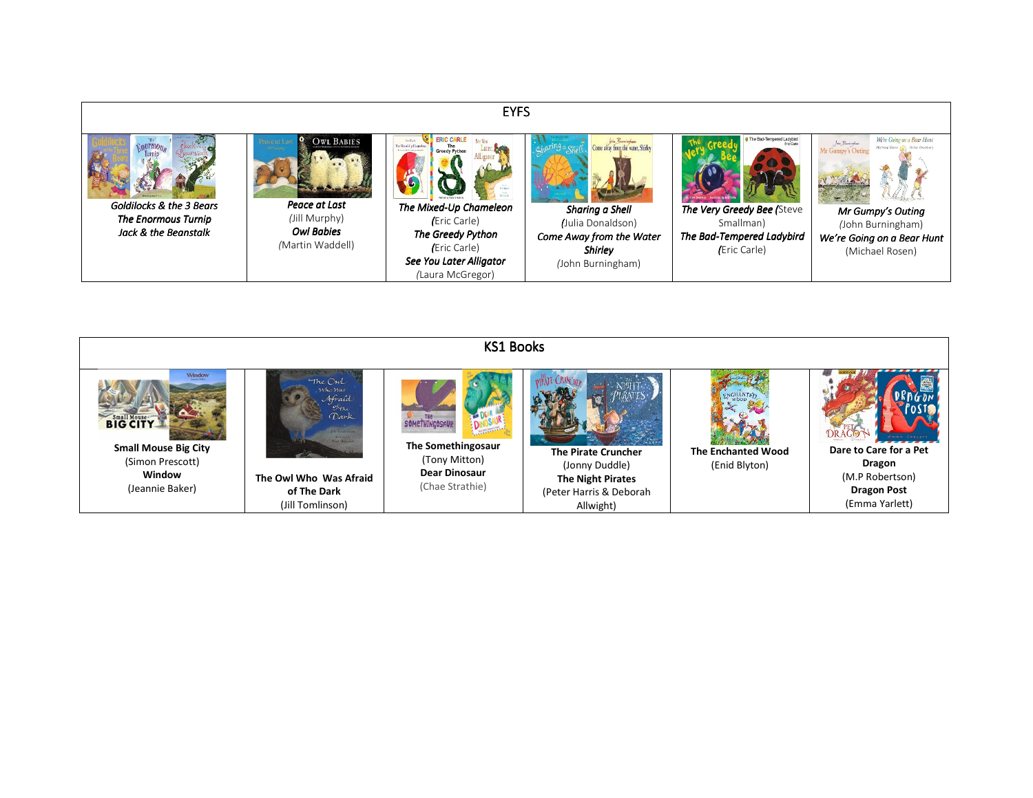| EYFS | | | | | |
|---|---|---|---|---|---|
| ***Goldilocks & the 3 Bears*** ***The Enormous Turnip*** ***Jack & the Beanstalk*** | ***Peace at Last*** (Jill Murphy) ***Owl Babies*** (Martin Waddell) | ***The Mixed-Up Chameleon*** (Eric Carle) ***The Greedy Python*** (Eric Carle) ***See You Later Alligator*** (Laura McGregor) | ***Sharing a Shell*** (Julia Donaldson) ***Come Away from the Water Shirley*** (John Burningham) | ***The Very Greedy Bee*** (Steve Smallman) ***The Bad-Tempered Ladybird*** (Eric Carle) | ***Mr Gumpy's Outing*** (John Burningham) ***We're Going on a Bear Hunt*** (Michael Rosen) |

| KS1 Books | | | | | |
|---|---|---|---|---|---|
| **Small Mouse Big City** (Simon Prescott) **Window** (Jeannie Baker) | **The Owl Who Was Afraid of The Dark** (Jill Tomlinson) | **The Somethingosaur** (Tony Mitton) **Dear Dinosaur** (Chae Strathie) | **The Pirate Cruncher** (Jonny Duddle) **The Night Pirates** (Peter Harris & Deborah Allwight) | **The Enchanted Wood** (Enid Blyton) | **Dare to Care for a Pet Dragon** (M.P Robertson) **Dragon Post** (Emma Yarlett) |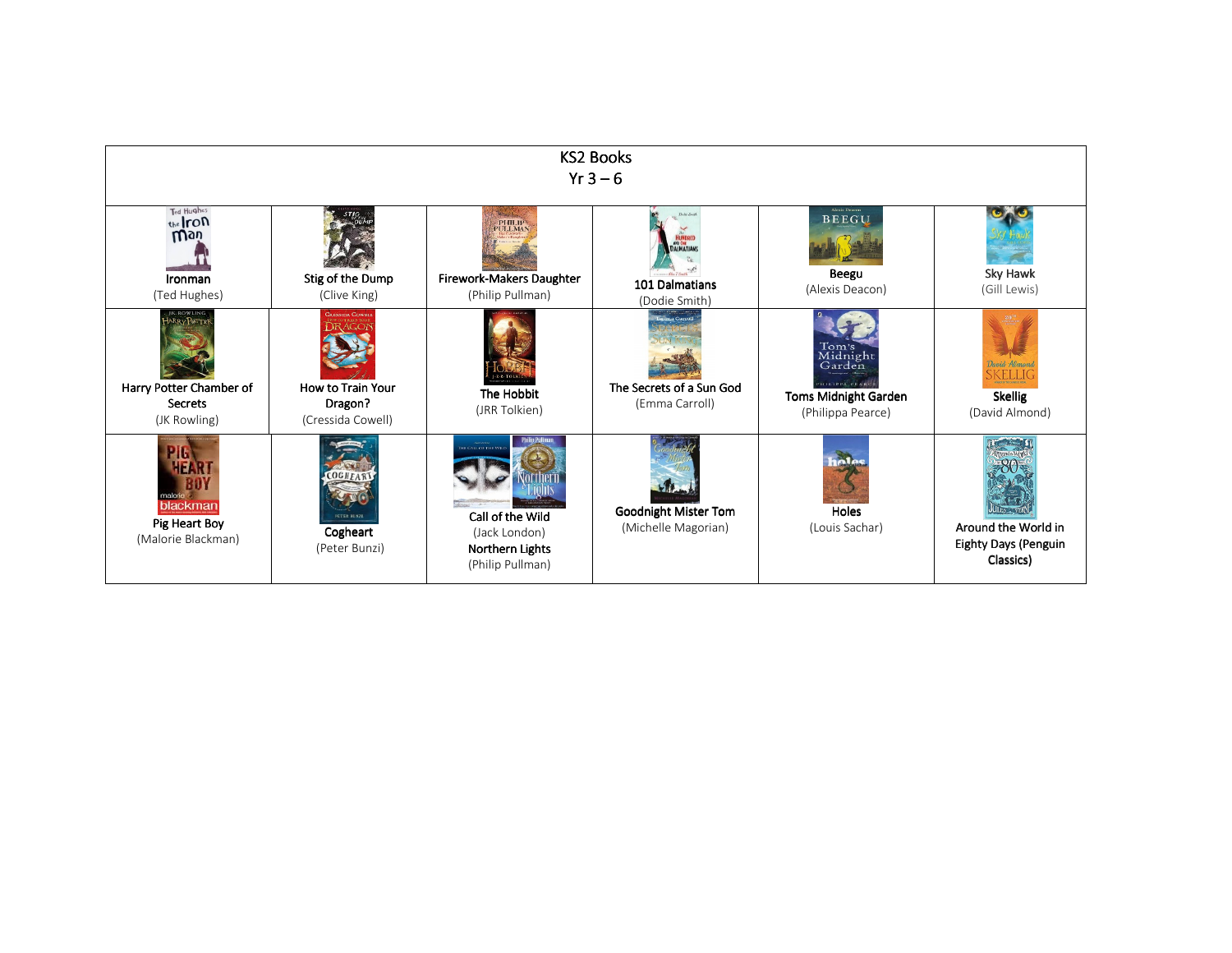| KS2 Books<br>Yr 3 – 6 | | | | | |
|---|---|---|---|---|---|
| **Ironman**<br>(Ted Hughes) | **Stig of the Dump**<br>(Clive King) | **Firework-Makers Daughter**<br>(Philip Pullman) | **101 Dalmatians**<br>(Dodie Smith) | **Beegu**<br>(Alexis Deacon) | **Sky Hawk**<br>(Gill Lewis) |
| **Harry Potter Chamber of Secrets**<br>(JK Rowling) | **How to Train Your Dragon?**<br>(Cressida Cowell) | **The Hobbit**<br>(JRR Tolkien) | **The Secrets of a Sun God**<br>(Emma Carroll) | **Toms Midnight Garden**<br>(Philippa Pearce) | **Skellig**<br>(David Almond) |
| **Pig Heart Boy**<br>(Malorie Blackman) | **Cogheart**<br>(Peter Bunzi) | **Call of the Wild**<br>(Jack London)<br>**Northern Lights**<br>(Philip Pullman) | **Goodnight Mister Tom**<br>(Michelle Magorian) | **Holes**<br>(Louis Sachar) | **Around the World in Eighty Days (Penguin Classics)** |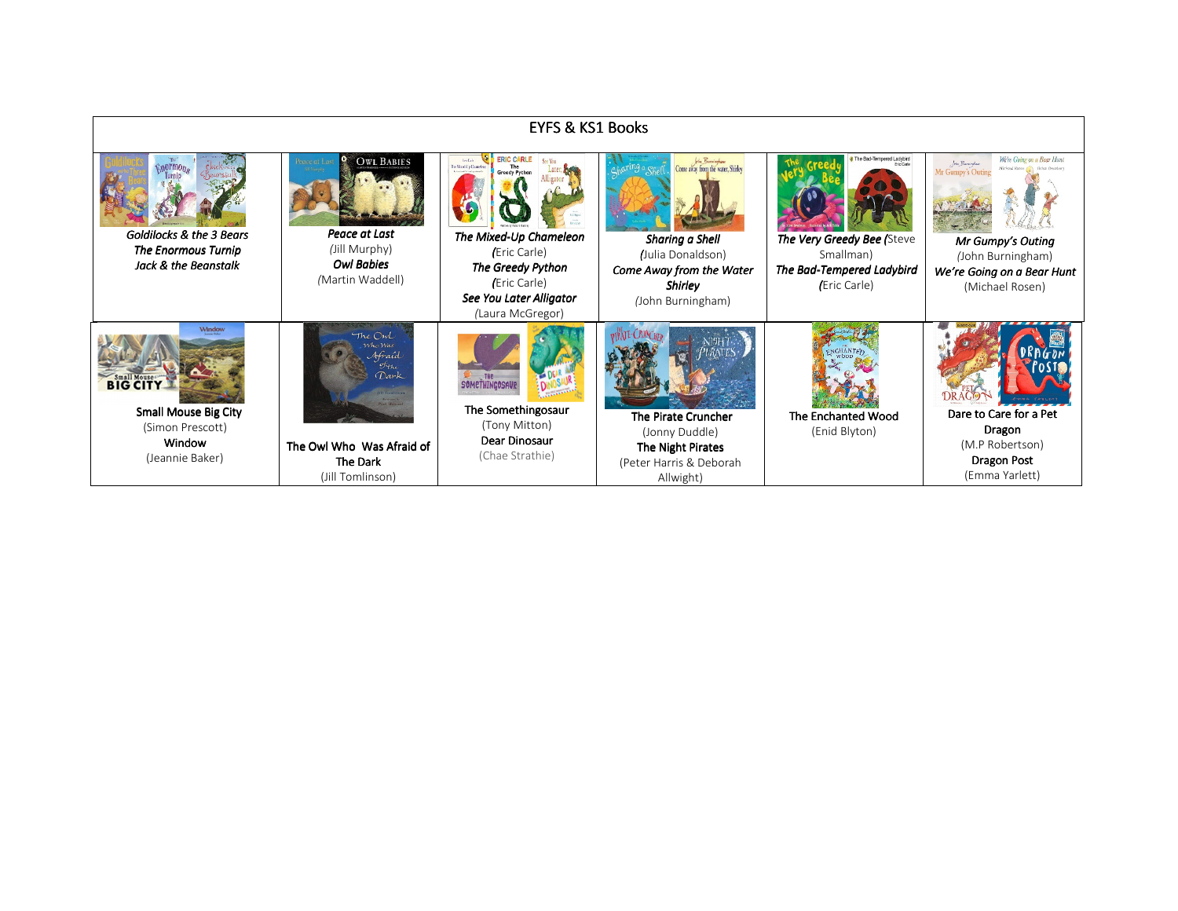| EYFS & KS1 Books | | | | | |
|---|---|---|---|---|---|
| *Goldilocks & the 3 Bears*<br>*The Enormous Turnip*<br>*Jack & the Beanstalk* | ***Peace at Last***<br>*(Jill Murphy)*<br>***Owl Babies***<br>*(Martin Waddell)* | ***The Mixed-Up Chameleon***<br>*(Eric Carle)*<br>***The Greedy Python***<br>*(Eric Carle)*<br>***See You Later Alligator***<br>*(Laura McGregor)* | ***Sharing a Shell***<br>*(Julia Donaldson)*<br>***Come Away from the Water Shirley***<br>*(John Burningham)* | ***The Very Greedy Bee*** (Steve Smallman)<br>***The Bad-Tempered Ladybird***<br>*(Eric Carle)* | ***Mr Gumpy's Outing***<br>*(John Burningham)*<br>***We're Going on a Bear Hunt***<br>(Michael Rosen) |
| **Small Mouse Big City**<br>(Simon Prescott)<br>**Window**<br>(Jeannie Baker) | **The Owl Who Was Afraid of The Dark**<br>(Jill Tomlinson) | The Somethingosaur<br>(Tony Mitton)<br>Dear Dinosaur<br>(Chae Strathie) | **The Pirate Cruncher**<br>(Jonny Duddle)<br>**The Night Pirates**<br>(Peter Harris & Deborah Allwight) | The Enchanted Wood<br>(Enid Blyton) | **Dare to Care for a Pet Dragon**<br>(M.P Robertson)<br>**Dragon Post**<br>(Emma Yarlett) |